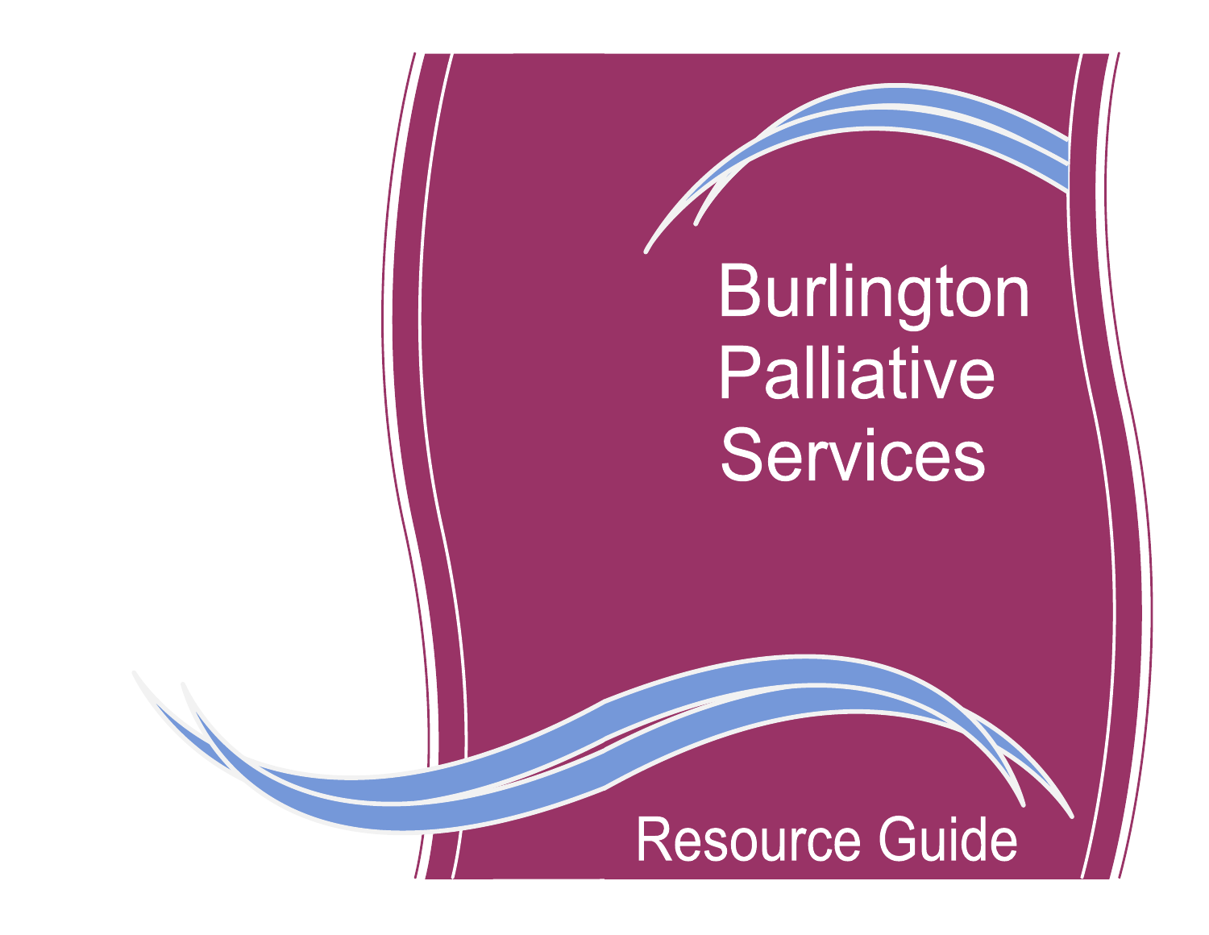# Burlington Palliative Services

## Resource Guide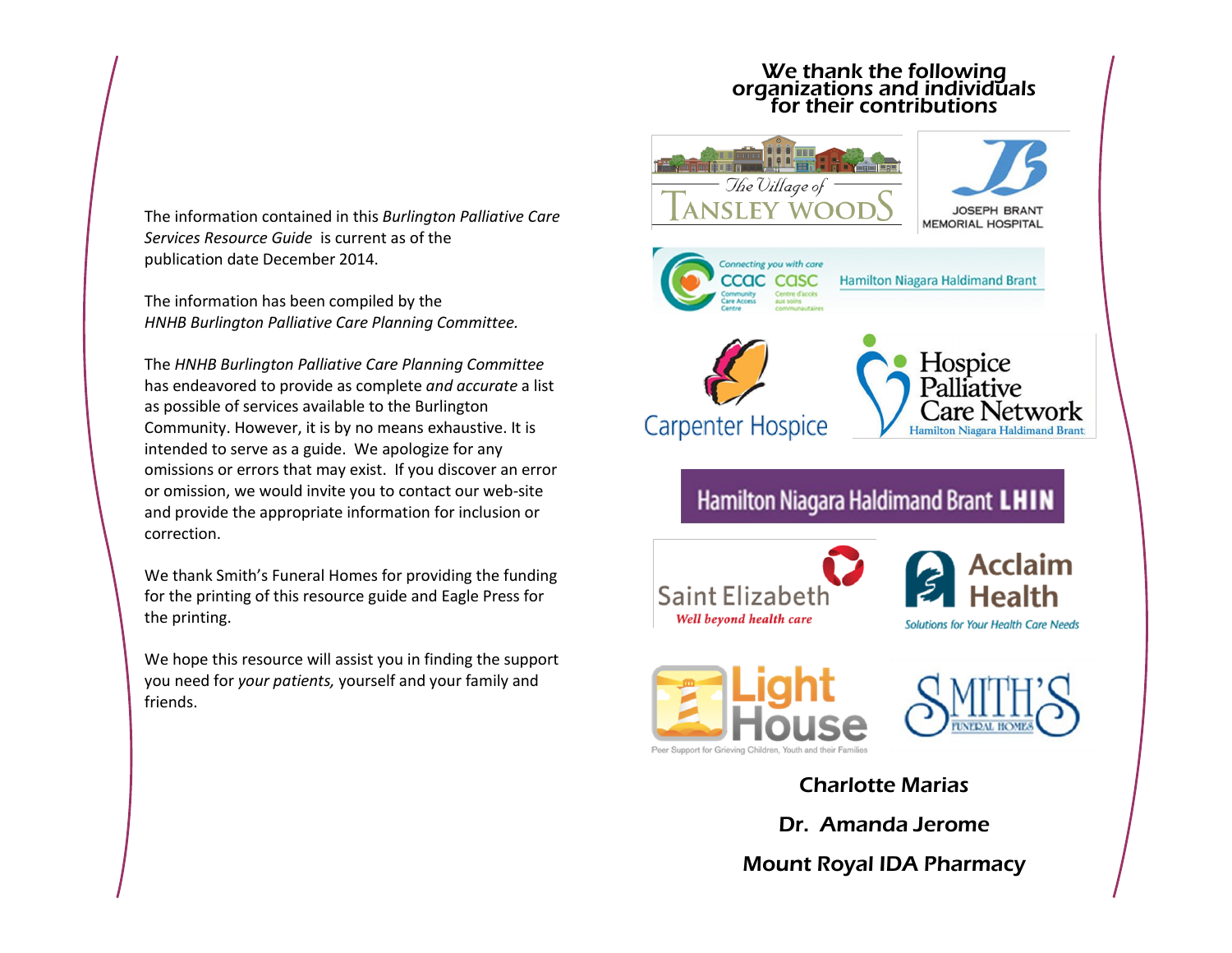The information contained in this *Burlington Palliative Care Services Resource Guide* is current as of the publication date December 2014.

The information has been compiled by the *HNHB Burlington Palliative Care Planning Committee.*

The *HNHB Burlington Palliative Care Planning Committee* has endeavored to provide as complete *and accurate* a list as possible of services available to the Burlington Community. However, it is by no means exhaustive. It is intended to serve as a guide. We apologize for any omissions or errors that may exist. If you discover an error or omission, we would invite you to contact our web-site and provide the appropriate information for inclusion or correction.

We thank Smith's Funeral Homes for providing the funding for the printing of this resource guide and Eagle Press for the printing.

We hope this resource will assist you in finding the support you need for *your patients,* yourself and your family and friends.

## We thank the following organizations and individuals for their contributions

The Village of Tansley Woods

Joseph Brant Memorial Hospital

Connecting you with care — CCAC CASC Community Care Access Centre / Centre d'accès aux soins communautaires — Hamilton Niagara Haldimand Brant

Carpenter Hospice

Hospice Palliative Care Network — Hamilton Niagara Haldimand Brant

Hamilton Niagara Haldimand Brant LHIN

Saint Elizabeth — Well beyond health care

Acclaim Health — Solutions for Your Health Care Needs

Light House — Peer Support for Grieving Children, Youth and their Families

Smith's Funeral Homes

**Charlotte Marias**

**Dr. Amanda Jerome**

**Mount Royal IDA Pharmacy**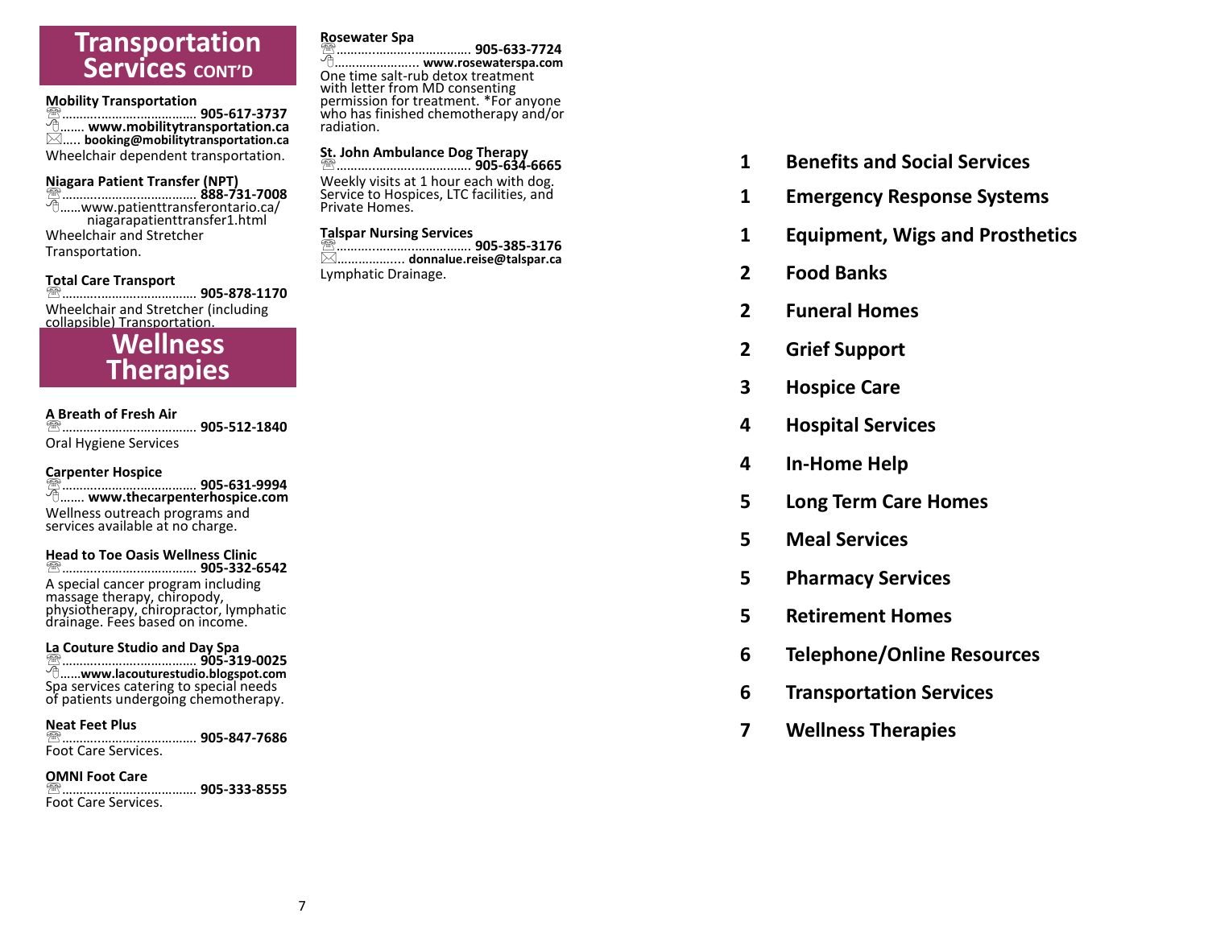## Transportation Services CONT'D

**Mobility Transportation**
☏...................................... **905-617-3737**
🖱....... **www.mobilitytransportation.ca**
✉..... **booking@mobilitytransportation.ca**
Wheelchair dependent transportation.

**Niagara Patient Transfer (NPT)**
☏...................................... **888-731-7008**
🖱......www.patienttransferontario.ca/niagarapatienttransfer1.html
Wheelchair and Stretcher Transportation.

**Total Care Transport**
☏...................................... **905-878-1170**
Wheelchair and Stretcher (including collapsible) Transportation.

## Wellness Therapies

**A Breath of Fresh Air**
☏...................................... **905-512-1840**
Oral Hygiene Services

**Carpenter Hospice**
☏...................................... **905-631-9994**
🖱....... **www.thecarpenterhospice.com**
Wellness outreach programs and services available at no charge.

**Head to Toe Oasis Wellness Clinic**
☏...................................... **905-332-6542**
A special cancer program including massage therapy, chiropody, physiotherapy, chiropractor, lymphatic drainage. Fees based on income.

**La Couture Studio and Day Spa**
☏...................................... **905-319-0025**
🖱......**www.lacouturestudio.blogspot.com**
Spa services catering to special needs of patients undergoing chemotherapy.

**Neat Feet Plus**
☏...................................... **905-847-7686**
Foot Care Services.

**OMNI Foot Care**
☏...................................... **905-333-8555**
Foot Care Services.

**Rosewater Spa**
☏...................................... **905-633-7724**
🖱........................ **www.rosewaterspa.com**
One time salt-rub detox treatment with letter from MD consenting permission for treatment. *For anyone who has finished chemotherapy and/or radiation.

**St. John Ambulance Dog Therapy**
☏...................................... **905-634-6665**
Weekly visits at 1 hour each with dog. Service to Hospices, LTC facilities, and Private Homes.

**Talspar Nursing Services**
☏...................................... **905-385-3176**
✉.................. **donnalue.reise@talspar.ca**
Lymphatic Drainage.

| | |
|---|---|
| **1** | **Benefits and Social Services** |
| **1** | **Emergency Response Systems** |
| **1** | **Equipment, Wigs and Prosthetics** |
| **2** | **Food Banks** |
| **2** | **Funeral Homes** |
| **2** | **Grief Support** |
| **3** | **Hospice Care** |
| **4** | **Hospital Services** |
| **4** | **In-Home Help** |
| **5** | **Long Term Care Homes** |
| **5** | **Meal Services** |
| **5** | **Pharmacy Services** |
| **5** | **Retirement Homes** |
| **6** | **Telephone/Online Resources** |
| **6** | **Transportation Services** |
| **7** | **Wellness Therapies** |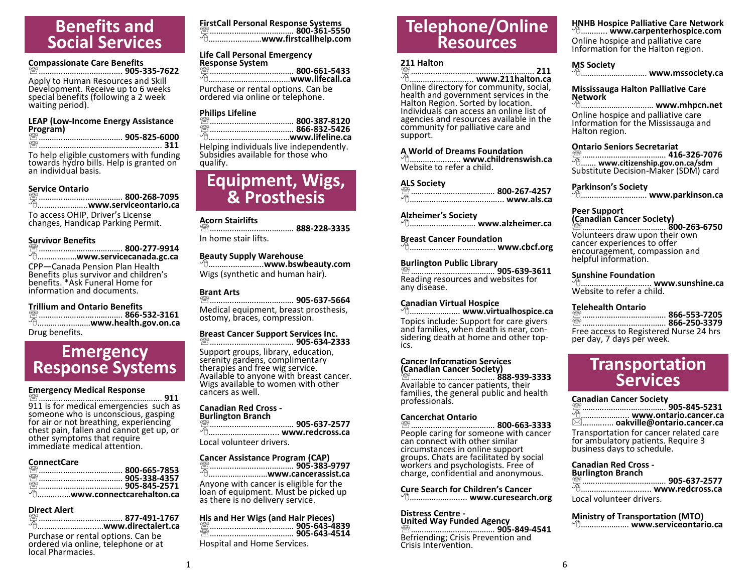# Benefits and Social Services

**Compassionate Care Benefits**
☎ ...................................... **905-335-7622**
Apply to Human Resources and Skill Development. Receive up to 6 weeks special benefits (following a 2 week waiting period).

**LEAP (Low-Income Energy Assistance Program)**
☎ ...................................... **905-825-6000**
☎ ...................................................... **311**
To help eligible customers with funding towards hydro bills. Help is granted on an individual basis.

**Service Ontario**
☎ ...................................... **800-268-7095**
🖱 ...................... **www.serviceontario.ca**
To access OHIP, Driver's License changes, Handicap Parking Permit.

**Survivor Benefits**
☎ ...................................... **800-277-9914**
🖱 ................. **www.servicecanada.gc.ca**
CPP—Canada Pension Plan Health Benefits plus survivor and children's benefits. *Ask Funeral Home for information and documents.

**Trillium and Ontario Benefits**
☎ ...................................... **866-532-3161**
🖱 ......................... **www.health.gov.on.ca**
Drug benefits.

# Emergency Response Systems

**Emergency Medical Response**
☎ ...................................................... **911**
911 is for medical emergencies such as someone who is unconscious, gasping for air or not breathing, experiencing chest pain, fallen and cannot get up, or other symptoms that require immediate medical attention.

**ConnectCare**
☎ ...................................... **800-665-7853**
☎ ...................................... **905-338-4357**
☎ ...................................... **905-845-2571**
🖱 .............. **www.connectcarehalton.ca**

**Direct Alert**
☎ ...................................... **877-491-1767**
🖱 ............................ **www.directalert.ca**
Purchase or rental options. Can be ordered via online, telephone or at local Pharmacies.

**FirstCall Personal Response Systems**
☎ ...................................... **800-361-5550**
🖱 ....................... **www.firstcallhelp.com**

**Life Call Personal Emergency Response System**
☎ ...................................... **800-661-5433**
🖱 ................................... **www.lifecall.ca**
Purchase or rental options. Can be ordered via online or telephone.

**Philips Lifeline**
☎ ...................................... **800-387-8120**
☎ ...................................... **866-832-5426**
🖱 .................................... **www.lifeline.ca**
Helping individuals live independently. Subsidies available for those who qualify.

# Equipment, Wigs, & Prosthesis

**Acorn Stairlifts**
☎ ...................................... **888-228-3335**
In home stair lifts.

**Beauty Supply Warehouse**
🖱 ........................ **www.bswbeauty.com**
Wigs (synthetic and human hair).

**Brant Arts**
☎ ...................................... **905-637-5664**
Medical equipment, breast prosthesis, ostomy, braces, compression.

**Breast Cancer Support Services Inc.**
☎ ...................................... **905-634-2333**
Support groups, library, education, serenity gardens, complimentary therapies and free wig service. Available to anyone with breast cancer. Wigs available to women with other cancers as well.

**Canadian Red Cross - Burlington Branch**
☎ ...................................... **905-637-2577**
🖱 ............................... **www.redcross.ca**
Local volunteer drivers.

**Cancer Assistance Program (CAP)**
☎ ...................................... **905-383-9797**
🖱 .......................... **www.cancerassist.ca**
Anyone with cancer is eligible for the loan of equipment. Must be picked up as there is no delivery service.

**His and Her Wigs (and Hair Pieces)**
☎ ...................................... **905-643-4839**
☎ ...................................... **905-643-4514**
Hospital and Home Services.

# Telephone/Online Resources

**211 Halton**
☎ ...................................................... **211**
🖱 ............................ **www.211halton.ca**
Online directory for community, social, health and government services in the Halton Region. Sorted by location. Individuals can access an online list of agencies and resources available in the community for palliative care and support.

**A World of Dreams Foundation**
🖱 ....................... **www.childrenswish.ca**
Website to refer a child.

**ALS Society**
☎ ...................................... **800-267-4257**
🖱 .......................................... **www.als.ca**

**Alzheimer's Society**
🖱 ............................. **www.alzheimer.ca**

**Breast Cancer Foundation**
🖱 ...................................... **www.cbcf.org**

**Burlington Public Library**
☎ ...................................... **905-639-3611**
Reading resources and websites for any disease.

**Canadian Virtual Hospice**
🖱 ...................... **www.virtualhospice.ca**
Topics include: Support for care givers and families, when death is near, considering death at home and other topics.

**Cancer Information Services (Canadian Cancer Society)**
☎ ...................................... **888-939-3333**
Available to cancer patients, their families, the general public and health professionals.

**Cancerchat Ontario**
☎ ...................................... **800-663-3333**
People caring for someone with cancer can connect with other similar circumstances in online support groups. Chats are facilitated by social workers and psychologists. Free of charge, confidential and anonymous.

**Cure Search for Children's Cancer**
🖱 ......................... **www.curesearch.org**

**Distress Centre - United Way Funded Agency**
☎ ...................................... **905-849-4541**
Befriending; Crisis Prevention and Crisis Intervention.

**HNHB Hospice Palliative Care Network**
🖱 ........... **www.carpenterhospice.com**
Online hospice and palliative care Information for the Halton region.

**MS Society**
🖱 .............................. **www.mssociety.ca**

**Mississauga Halton Palliative Care Network**
🖱 ............................. **www.mhpcn.net**
Online hospice and palliative care Information for the Mississauga and Halton region.

**Ontario Seniors Secretariat**
☎ ...................................... **416-326-7076**
🖱 ....... **www.citizenship.gov.on.ca/sdm**
Substitute Decision-Maker (SDM) card

**Parkinson's Society**
🖱 .............................. **www.parkinson.ca**

**Peer Support (Canadian Cancer Society)**
☎ ...................................... **800-263-6750**
Volunteers draw upon their own cancer experiences to offer encouragement, compassion and helpful information.

**Sunshine Foundation**
🖱 ............................... **www.sunshine.ca**
Website to refer a child.

**Telehealth Ontario**
☎ ...................................... **866-553-7205**
☎ ...................................... **866-250-3379**
Free access to Registered Nurse 24 hrs per day, 7 days per week.

# Transportation Services

**Canadian Cancer Society**
☎ ...................................... **905-845-5231**
🖱 ..................... **www.ontario.cancer.ca**
✉ ............. **oakville@ontario.cancer.ca**
Transportation for cancer related care for ambulatory patients. Require 3 business days to schedule.

**Canadian Red Cross - Burlington Branch**
☎ ...................................... **905-637-2577**
🖱 ............................... **www.redcross.ca**
Local volunteer drivers.

**Ministry of Transportation (MTO)**
🖱 ..................... **www.serviceontario.ca**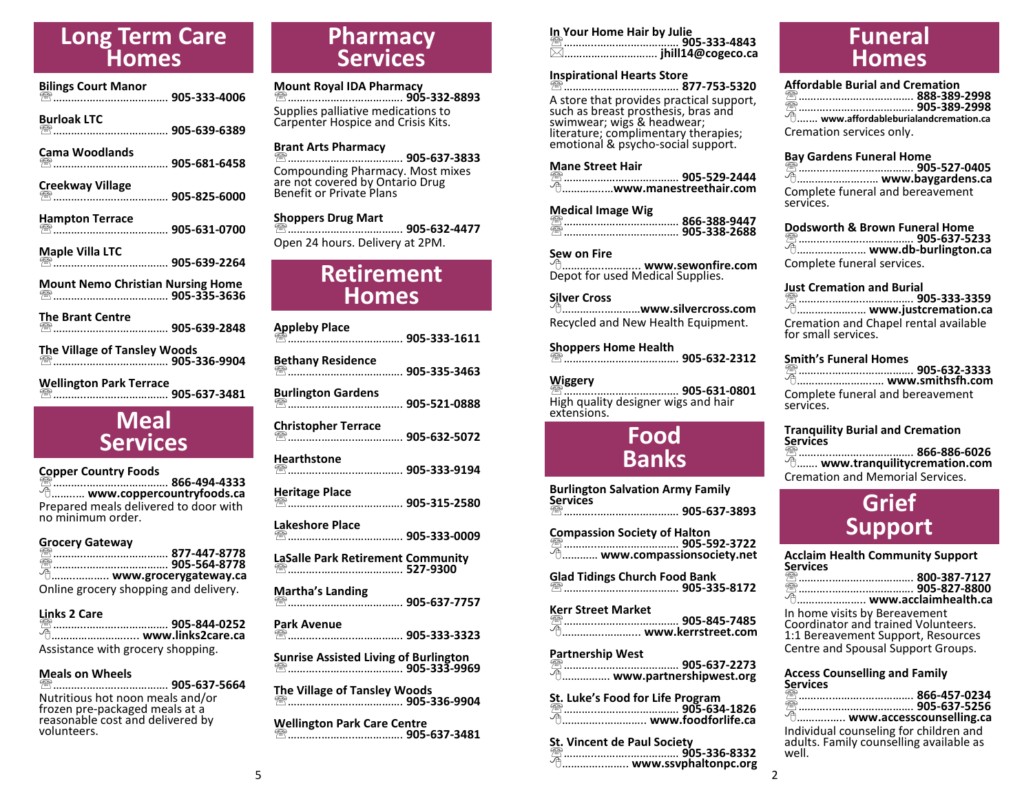# Long Term Care Homes

**Bilings Court Manor**
☎ ...................................... 905-333-4006

**Burloak LTC**
☎ ...................................... 905-639-6389

**Cama Woodlands**
☎ ...................................... 905-681-6458

**Creekway Village**
☎ ...................................... 905-825-6000

**Hampton Terrace**
☎ ...................................... 905-631-0700

**Maple Villa LTC**
☎ ...................................... 905-639-2264

**Mount Nemo Christian Nursing Home**
☎ ...................................... 905-335-3636

**The Brant Centre**
☎ ...................................... 905-639-2848

**The Village of Tansley Woods**
☎ ...................................... 905-336-9904

**Wellington Park Terrace**
☎ ...................................... 905-637-3481

# Meal Services

**Copper Country Foods**
☎ ...................................... 866-494-4333
🖰 ........... www.coppercountryfoods.ca
Prepared meals delivered to door with no minimum order.

**Grocery Gateway**
☎ ...................................... 877-447-8778
☎ ...................................... 905-564-8778
🖰 .................. www.grocerygateway.ca
Online grocery shopping and delivery.

**Links 2 Care**
☎ ...................................... 905-844-0252
🖰 ............................ www.links2care.ca
Assistance with grocery shopping.

**Meals on Wheels**
☎ ...................................... 905-637-5664
Nutritious hot noon meals and/or frozen pre-packaged meals at a reasonable cost and delivered by volunteers.

# Pharmacy Services

**Mount Royal IDA Pharmacy**
☎ ...................................... 905-332-8893
Supplies palliative medications to Carpenter Hospice and Crisis Kits.

**Brant Arts Pharmacy**
☎ ...................................... 905-637-3833
Compounding Pharmacy. Most mixes are not covered by Ontario Drug Benefit or Private Plans

**Shoppers Drug Mart**
☎ ...................................... 905-632-4477
Open 24 hours. Delivery at 2PM.

# Retirement Homes

**Appleby Place**
☎ ...................................... 905-333-1611

**Bethany Residence**
☎ ...................................... 905-335-3463

**Burlington Gardens**
☎ ...................................... 905-521-0888

**Christopher Terrace**
☎ ...................................... 905-632-5072

**Hearthstone**
☎ ...................................... 905-333-9194

**Heritage Place**
☎ ...................................... 905-315-2580

**Lakeshore Place**
☎ ...................................... 905-333-0009

**LaSalle Park Retirement Community**
☎ ...................................... 527-9300

**Martha's Landing**
☎ ...................................... 905-637-7757

**Park Avenue**
☎ ...................................... 905-333-3323

**Sunrise Assisted Living of Burlington**
☎ ...................................... 905-333-9969

**The Village of Tansley Woods**
☎ ...................................... 905-336-9904

**Wellington Park Care Centre**
☎ ...................................... 905-637-3481

**In Your Home Hair by Julie**
☎ ...................................... 905-333-4843
✉ .............................. jhill14@cogeco.ca

**Inspirational Hearts Store**
☎ ...................................... 877-753-5320
A store that provides practical support, such as breast prosthesis, bras and swimwear; wigs & headwear; literature; complimentary therapies; emotional & psycho-social support.

**Mane Street Hair**
☎ ...................................... 905-529-2444
🖰 ................www.manestreethair.com

**Medical Image Wig**
☎ ...................................... 866-388-9447
☎ ...................................... 905-338-2688

**Sew on Fire**
🖰 ......................... www.sewonfire.com
Depot for used Medical Supplies.

**Silver Cross**
🖰 ..........................www.silvercross.com
Recycled and New Health Equipment.

**Shoppers Home Health**
☎ ...................................... 905-632-2312

**Wiggery**
☎ ...................................... 905-631-0801
High quality designer wigs and hair extensions.

# Food Banks

**Burlington Salvation Army Family Services**
☎ ...................................... 905-637-3893

**Compassion Society of Halton**
☎ ...................................... 905-592-3722
🖰 ........... www.compassionsociety.net

**Glad Tidings Church Food Bank**
☎ ...................................... 905-335-8172

**Kerr Street Market**
☎ ...................................... 905-845-7485
🖰 .......................... www.kerrstreet.com

**Partnership West**
☎ ...................................... 905-637-2273
🖰 .............. www.partnershipwest.org

**St. Luke's Food for Life Program**
☎ ...................................... 905-634-1826
🖰 ............................ www.foodforlife.ca

**St. Vincent de Paul Society**
☎ ...................................... 905-336-8332
🖰 ...................... www.ssvphaltonpc.org

# Funeral Homes

**Affordable Burial and Cremation**
☎ ...................................... 888-389-2998
☎ ...................................... 905-389-2998
🖰 ....... www.affordableburialandcremation.ca
Cremation services only.

**Bay Gardens Funeral Home**
☎ ...................................... 905-527-0405
🖰 ........................... www.baygardens.ca
Complete funeral and bereavement services.

**Dodsworth & Brown Funeral Home**
☎ ...................................... 905-637-5233
🖰 ...................... www.db-burlington.ca
Complete funeral services.

**Just Cremation and Burial**
☎ ...................................... 905-333-3359
🖰 ...................... www.justcremation.ca
Cremation and Chapel rental available for small services.

**Smith's Funeral Homes**
☎ ...................................... 905-632-3333
🖰 ............................ www.smithsfh.com
Complete funeral and bereavement services.

**Tranquility Burial and Cremation Services**
☎ ...................................... 866-886-6026
🖰 ....... www.tranquilitycremation.com
Cremation and Memorial Services.

# Grief Support

**Acclaim Health Community Support Services**
☎ ...................................... 800-387-7127
☎ ...................................... 905-827-8800
🖰 ...................... www.acclaimhealth.ca
In home visits by Bereavement Coordinator and trained Volunteers. 1:1 Bereavement Support, Resources Centre and Spousal Support Groups.

**Access Counselling and Family Services**
☎ ...................................... 866-457-0234
☎ ...................................... 905-637-5256
🖰 ............... www.accesscounselling.ca
Individual counseling for children and adults. Family counselling available as well.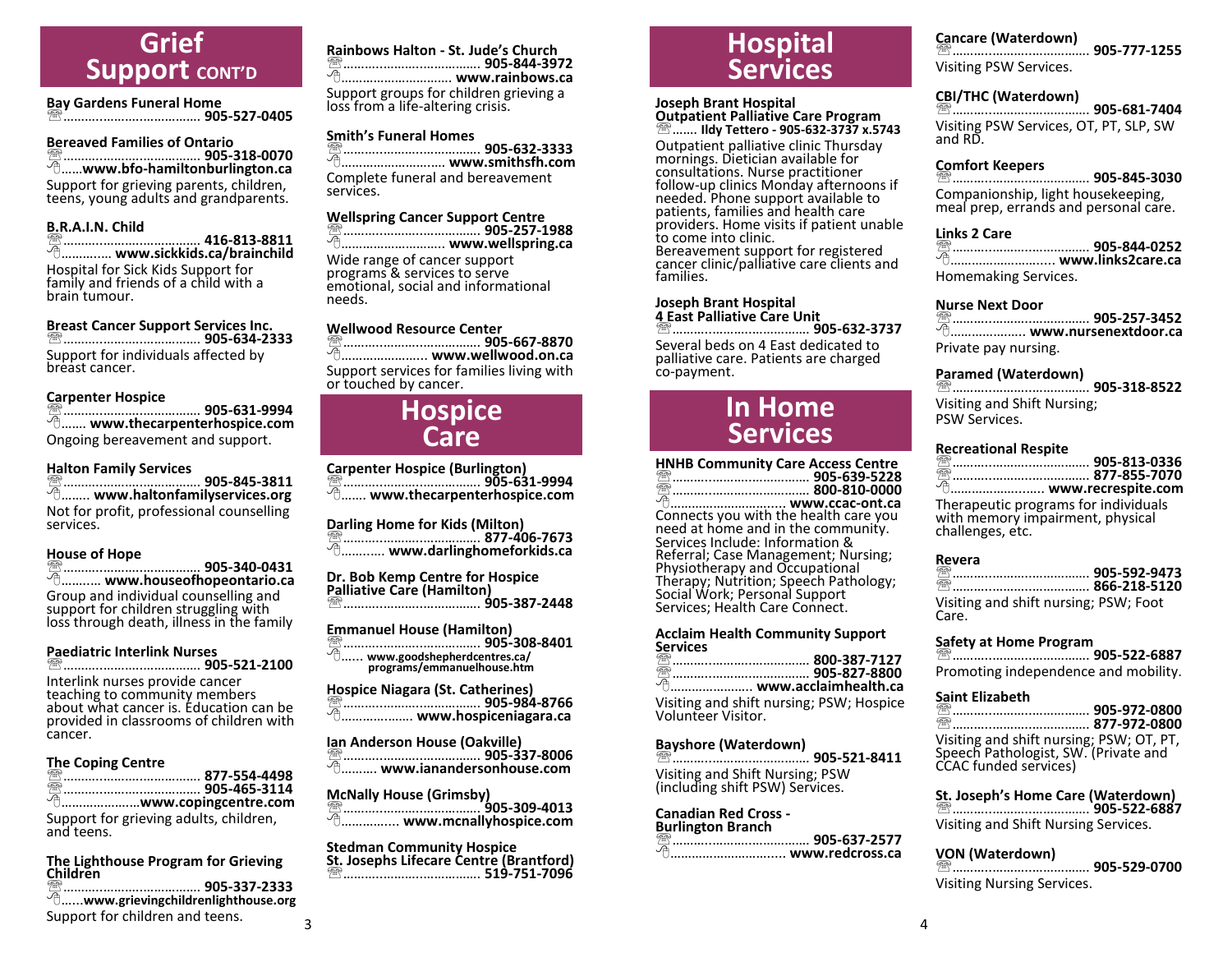# Grief Support CONT'D

**Bay Gardens Funeral Home**
☎ ...................................... 905-527-0405

**Bereaved Families of Ontario**
☎ ...................................... 905-318-0070
🖰 ......www.bfo-hamiltonburlington.ca
Support for grieving parents, children, teens, young adults and grandparents.

**B.R.A.I.N. Child**
☎ ...................................... 416-813-8811
🖰 ............. www.sickkids.ca/brainchild
Hospital for Sick Kids Support for family and friends of a child with a brain tumour.

**Breast Cancer Support Services Inc.**
☎ ...................................... 905-634-2333
Support for individuals affected by breast cancer.

**Carpenter Hospice**
☎ ...................................... 905-631-9994
🖰 ....... www.thecarpenterhospice.com
Ongoing bereavement and support.

**Halton Family Services**
☎ ...................................... 905-845-3811
🖰 ........ www.haltonfamilyservices.org
Not for profit, professional counselling services.

**House of Hope**
☎ ...................................... 905-340-0431
🖰 .......... www.houseofhopeontario.ca
Group and individual counselling and support for children struggling with loss through death, illness in the family

**Paediatric Interlink Nurses**
☎ ...................................... 905-521-2100
Interlink nurses provide cancer teaching to community members about what cancer is. Education can be provided in classrooms of children with cancer.

**The Coping Centre**
☎ ...................................... 877-554-4498
☎ ...................................... 905-465-3114
🖰 .....................www.copingcentre.com
Support for grieving adults, children, and teens.

**The Lighthouse Program for Grieving Children**
☎ ...................................... 905-337-2333
🖰 ......www.grievingchildrenlighthouse.org
Support for children and teens.

**Rainbows Halton - St. Jude's Church**
☎ ...................................... 905-844-3972
🖰 .............................. www.rainbows.ca
Support groups for children grieving a loss from a life-altering crisis.

**Smith's Funeral Homes**
☎ ...................................... 905-632-3333
🖰 ........................... www.smithsfh.com
Complete funeral and bereavement services.

**Wellspring Cancer Support Centre**
☎ ...................................... 905-257-1988
🖰 ........................... www.wellspring.ca
Wide range of cancer support programs & services to serve emotional, social and informational needs.

**Wellwood Resource Center**
☎ ...................................... 905-667-8870
🖰 ........................ www.wellwood.on.ca
Support services for families living with or touched by cancer.

# Hospice Care

**Carpenter Hospice (Burlington)**
☎ ...................................... 905-631-9994
🖰 ....... www.thecarpenterhospice.com

**Darling Home for Kids (Milton)**
☎ ...................................... 877-406-7673
🖰 ........... www.darlinghomeforkids.ca

**Dr. Bob Kemp Centre for Hospice Palliative Care (Hamilton)**
☎ ...................................... 905-387-2448

**Emmanuel House (Hamilton)**
☎ ...................................... 905-308-8401
🖰 ...... www.goodshepherdcentres.ca/programs/emmanuelhouse.htm

**Hospice Niagara (St. Catherines)**
☎ ...................................... 905-984-8766
🖰 .................... www.hospiceniagara.ca

**Ian Anderson House (Oakville)**
☎ ...................................... 905-337-8006
🖰 .......... www.iandersonhouse.com

**McNally House (Grimsby)**
☎ ...................................... 905-309-4013
🖰 ............... www.mcnallyhospice.com

**Stedman Community Hospice St. Josephs Lifecare Centre (Brantford)**
☎ ...................................... 519-751-7096

# Hospital Services

**Joseph Brant Hospital Outpatient Palliative Care Program**
☎ ....... Ildy Tettero - 905-632-3737 x.5743
Outpatient palliative clinic Thursday mornings. Dietician available for consultations. Nurse practitioner follow-up clinics Monday afternoons if needed. Phone support available to patients, families and health care providers. Home visits if patient unable to come into clinic.
Bereavement support for registered cancer clinic/palliative care clients and families.

**Joseph Brant Hospital 4 East Palliative Care Unit**
☎ ...................................... 905-632-3737
Several beds on 4 East dedicated to palliative care. Patients are charged co-payment.

# In Home Services

**HNHB Community Care Access Centre**
☎ ...................................... 905-639-5228
☎ ...................................... 800-810-0000
🖰 ................................ www.ccac-ont.ca
Connects you with the health care you need at home and in the community. Services Include: Information & Referral; Case Management; Nursing; Physiotherapy and Occupational Therapy; Nutrition; Speech Pathology; Social Work; Personal Support Services; Health Care Connect.

**Acclaim Health Community Support Services**
☎ ...................................... 800-387-7127
☎ ...................................... 905-827-8800
🖰 ...................... www.acclaimhealth.ca
Visiting and shift nursing; PSW; Hospice Volunteer Visitor.

**Bayshore (Waterdown)**
☎ ...................................... 905-521-8411
Visiting and Shift Nursing; PSW (including shift PSW) Services.

**Canadian Red Cross - Burlington Branch**
☎ ...................................... 905-637-2577
🖰 ................................ www.redcross.ca

**Cancare (Waterdown)**
☎ ...................................... 905-777-1255
Visiting PSW Services.

**CBI/THC (Waterdown)**
☎ ...................................... 905-681-7404
Visiting PSW Services, OT, PT, SLP, SW and RD.

**Comfort Keepers**
☎ ...................................... 905-845-3030
Companionship, light housekeeping, meal prep, errands and personal care.

**Links 2 Care**
☎ ...................................... 905-844-0252
🖰 ............................ www.links2care.ca
Homemaking Services.

**Nurse Next Door**
☎ ...................................... 905-257-3452
🖰 .................... www.nursenextdoor.ca
Private pay nursing.

**Paramed (Waterdown)**
☎ ...................................... 905-318-8522
Visiting and Shift Nursing;
PSW Services.

**Recreational Respite**
☎ ...................................... 905-813-0336
☎ ...................................... 877-855-7070
🖰 .......................... www.recrespite.com
Therapeutic programs for individuals with memory impairment, physical challenges, etc.

**Revera**
☎ ...................................... 905-592-9473
☎ ...................................... 866-218-5120
Visiting and shift nursing; PSW; Foot Care.

**Safety at Home Program**
☎ ...................................... 905-522-6887
Promoting independence and mobility.

**Saint Elizabeth**
☎ ...................................... 905-972-0800
☎ ...................................... 877-972-0800
Visiting and shift nursing; PSW; OT, PT, Speech Pathologist, SW. (Private and CCAC funded services)

**St. Joseph's Home Care (Waterdown)**
☎ ...................................... 905-522-6887
Visiting and Shift Nursing Services.

**VON (Waterdown)**
☎ ...................................... 905-529-0700
Visiting Nursing Services.